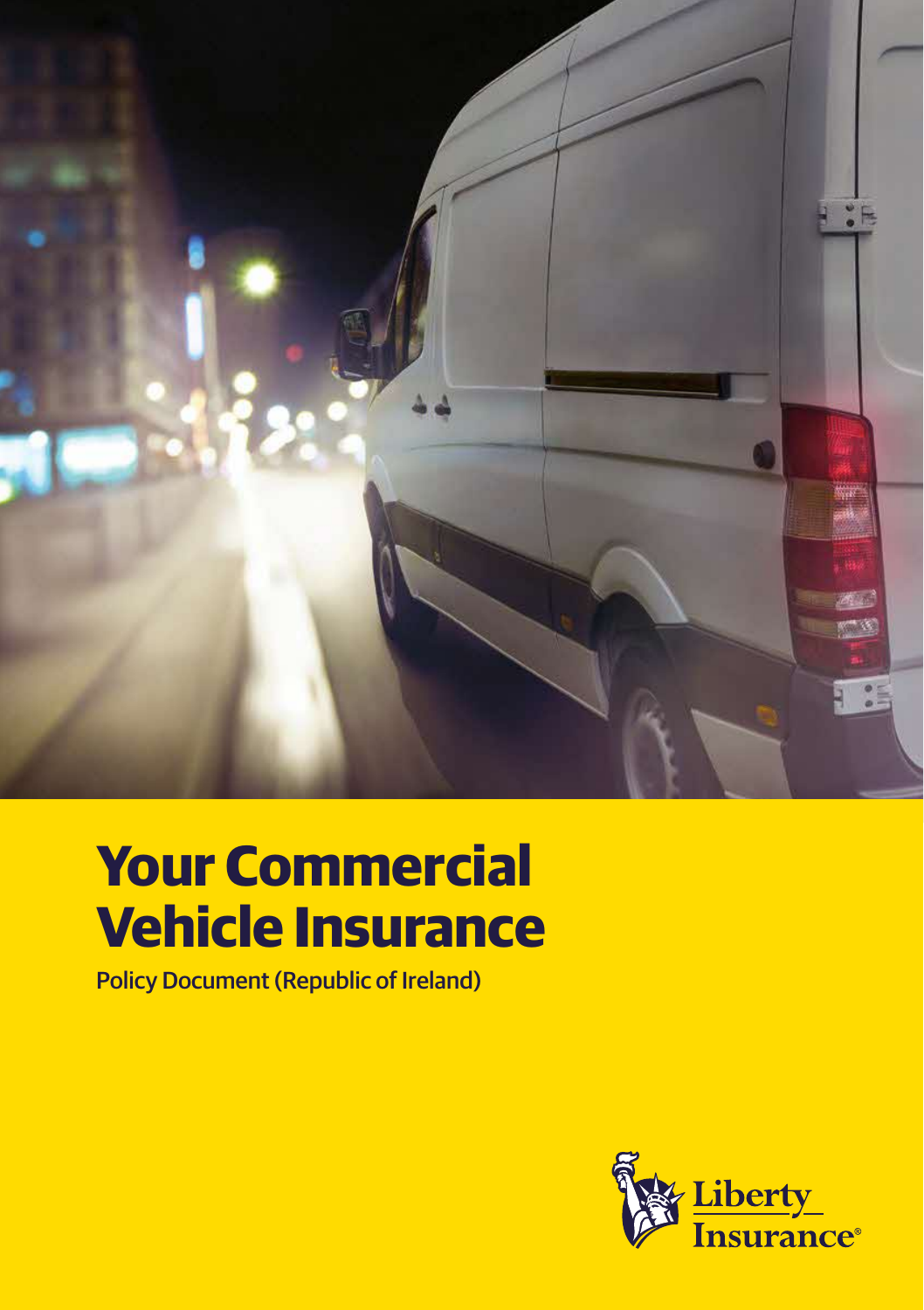# Your Commercial Vehicle Insurance

Policy Document (Republic of Ireland)

Liberty Insurance®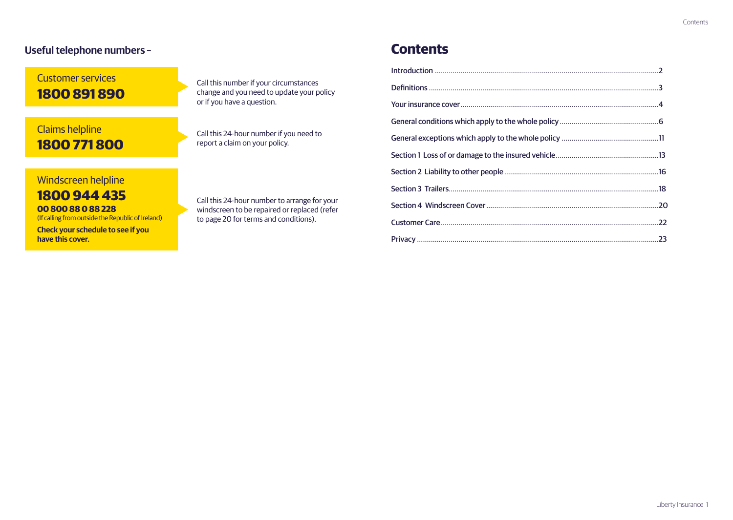## Useful telephone numbers –

**Customer services**
**1800 891 890**

Call this number if your circumstances change and you need to update your policy or if you have a question.

**Claims helpline**
**1800 771 800**

Call this 24-hour number if you need to report a claim on your policy.

**Windscreen helpline**
**1800 944 435**
**00 800 88 0 88 228**
(If calling from outside the Republic of Ireland)

**Check your schedule to see if you have this cover.**

Call this 24-hour number to arrange for your windscreen to be repaired or replaced (refer to page 20 for terms and conditions).

# Contents

| | |
|---|---|
| Introduction | 2 |
| Definitions | 3 |
| Your insurance cover | 4 |
| General conditions which apply to the whole policy | 6 |
| General exceptions which apply to the whole policy | 11 |
| Section 1 Loss of or damage to the insured vehicle | 13 |
| Section 2 Liability to other people | 16 |
| Section 3 Trailers | 18 |
| Section 4 Windscreen Cover | 20 |
| Customer Care | 22 |
| Privacy | 23 |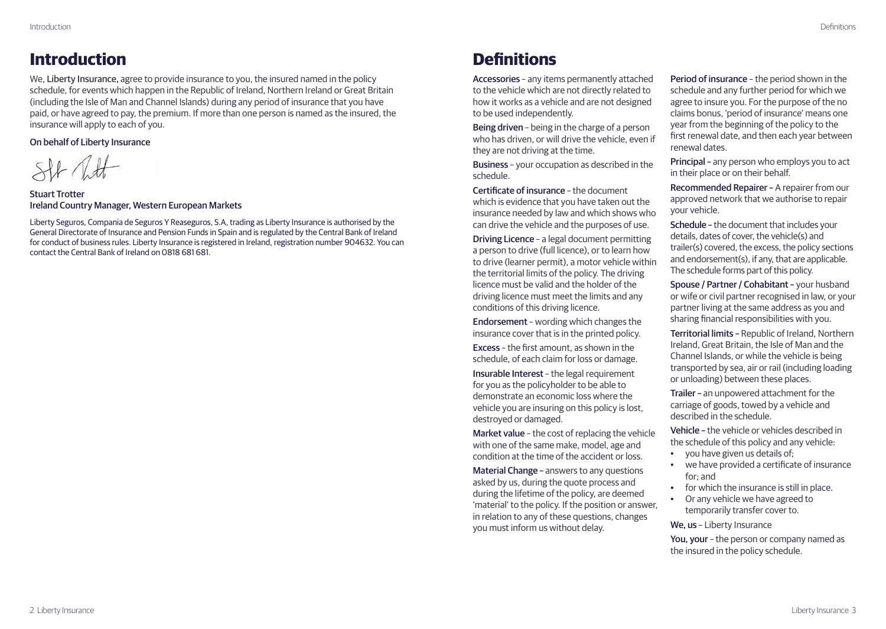# Introduction

We, **Liberty Insurance,** agree to provide insurance to you, the insured named in the policy schedule, for events which happen in the Republic of Ireland, Northern Ireland or Great Britain (including the Isle of Man and Channel Islands) during any period of insurance that you have paid, or have agreed to pay, the premium. If more than one person is named as the insured, the insurance will apply to each of you.

On behalf of Liberty Insurance

**Stuart Trotter**
**Ireland Country Manager, Western European Markets**

Liberty Seguros, Compania de Seguros Y Reaseguros, S.A, trading as Liberty Insurance is authorised by the General Directorate of Insurance and Pension Funds in Spain and is regulated by the Central Bank of Ireland for conduct of business rules. Liberty Insurance is registered in Ireland, registration number 904632. You can contact the Central Bank of Ireland on 0818 681 681.

# Definitions

**Accessories** – any items permanently attached to the vehicle which are not directly related to how it works as a vehicle and are not designed to be used independently.

**Being driven** – being in the charge of a person who has driven, or will drive the vehicle, even if they are not driving at the time.

**Business** – your occupation as described in the schedule.

**Certificate of insurance** – the document which is evidence that you have taken out the insurance needed by law and which shows who can drive the vehicle and the purposes of use.

**Driving Licence** – a legal document permitting a person to drive (full licence), or to learn how to drive (learner permit), a motor vehicle within the territorial limits of the policy. The driving licence must be valid and the holder of the driving licence must meet the limits and any conditions of this driving licence.

**Endorsement** – wording which changes the insurance cover that is in the printed policy.

**Excess** – the first amount, as shown in the schedule, of each claim for loss or damage.

**Insurable Interest** – the legal requirement for you as the policyholder to be able to demonstrate an economic loss where the vehicle you are insuring on this policy is lost, destroyed or damaged.

**Market value** – the cost of replacing the vehicle with one of the same make, model, age and condition at the time of the accident or loss.

**Material Change** – answers to any questions asked by us, during the quote process and during the lifetime of the policy, are deemed 'material' to the policy. If the position or answer, in relation to any of these questions, changes you must inform us without delay.

**Period of insurance** – the period shown in the schedule and any further period for which we agree to insure you. For the purpose of the no claims bonus, 'period of insurance' means one year from the beginning of the policy to the first renewal date, and then each year between renewal dates.

**Principal** – any person who employs you to act in their place or on their behalf.

**Recommended Repairer** – A repairer from our approved network that we authorise to repair your vehicle.

**Schedule** – the document that includes your details, dates of cover, the vehicle(s) and trailer(s) covered, the excess, the policy sections and endorsement(s), if any, that are applicable. The schedule forms part of this policy.

**Spouse / Partner / Cohabitant** – your husband or wife or civil partner recognised in law, or your partner living at the same address as you and sharing financial responsibilities with you.

**Territorial limits** – Republic of Ireland, Northern Ireland, Great Britain, the Isle of Man and the Channel Islands, or while the vehicle is being transported by sea, air or rail (including loading or unloading) between these places.

**Trailer** – an unpowered attachment for the carriage of goods, towed by a vehicle and described in the schedule.

**Vehicle** – the vehicle or vehicles described in the schedule of this policy and any vehicle:

- you have given us details of;
- we have provided a certificate of insurance for; and
- for which the insurance is still in place.
- Or any vehicle we have agreed to temporarily transfer cover to.

**We, us** – Liberty Insurance

**You, your** – the person or company named as the insured in the policy schedule.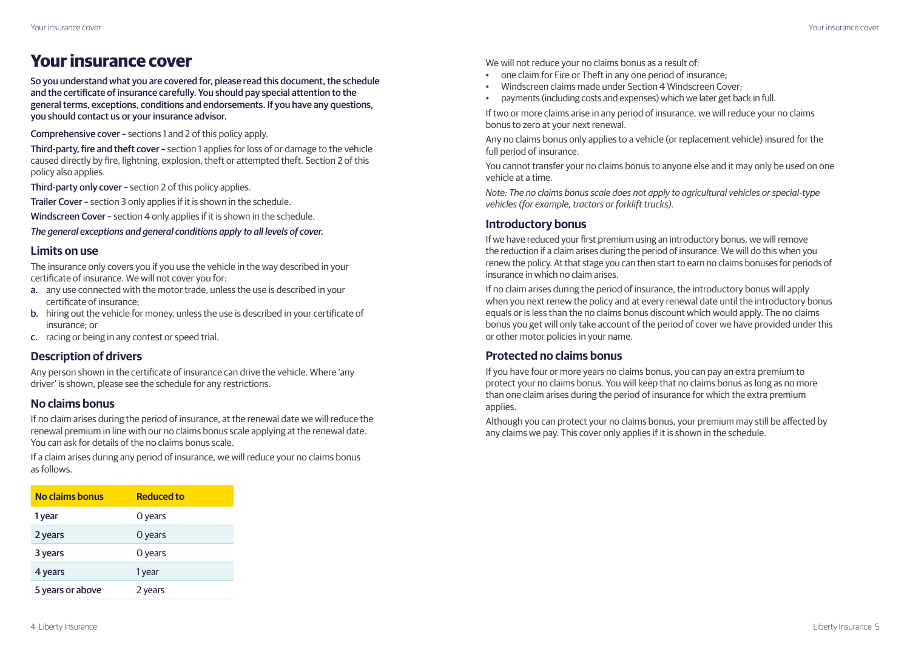# Your insurance cover

**So you understand what you are covered for, please read this document, the schedule and the certificate of insurance carefully. You should pay special attention to the general terms, exceptions, conditions and endorsements. If you have any questions, you should contact us or your insurance advisor.**

**Comprehensive cover –** sections 1 and 2 of this policy apply.

**Third-party, fire and theft cover –** section 1 applies for loss of or damage to the vehicle caused directly by fire, lightning, explosion, theft or attempted theft. Section 2 of this policy also applies.

**Third-party only cover –** section 2 of this policy applies.

**Trailer Cover –** section 3 only applies if it is shown in the schedule.

**Windscreen Cover –** section 4 only applies if it is shown in the schedule.

*The general exceptions and general conditions apply to all levels of cover.*

## Limits on use

The insurance only covers you if you use the vehicle in the way described in your certificate of insurance. We will not cover you for:

a. any use connected with the motor trade, unless the use is described in your certificate of insurance;
b. hiring out the vehicle for money, unless the use is described in your certificate of insurance; or
c. racing or being in any contest or speed trial.

## Description of drivers

Any person shown in the certificate of insurance can drive the vehicle. Where 'any driver' is shown, please see the schedule for any restrictions.

## No claims bonus

If no claim arises during the period of insurance, at the renewal date we will reduce the renewal premium in line with our no claims bonus scale applying at the renewal date. You can ask for details of the no claims bonus scale.

If a claim arises during any period of insurance, we will reduce your no claims bonus as follows.

| No claims bonus | Reduced to |
|---|---|
| 1 year | 0 years |
| 2 years | 0 years |
| 3 years | 0 years |
| 4 years | 1 year |
| 5 years or above | 2 years |

We will not reduce your no claims bonus as a result of:

- one claim for Fire or Theft in any one period of insurance;
- Windscreen claims made under Section 4 Windscreen Cover;
- payments (including costs and expenses) which we later get back in full.

If two or more claims arise in any period of insurance, we will reduce your no claims bonus to zero at your next renewal.

Any no claims bonus only applies to a vehicle (or replacement vehicle) insured for the full period of insurance.

You cannot transfer your no claims bonus to anyone else and it may only be used on one vehicle at a time.

*Note: The no claims bonus scale does not apply to agricultural vehicles or special-type vehicles (for example, tractors or forklift trucks).*

## Introductory bonus

If we have reduced your first premium using an introductory bonus, we will remove the reduction if a claim arises during the period of insurance. We will do this when you renew the policy. At that stage you can then start to earn no claims bonuses for periods of insurance in which no claim arises.

If no claim arises during the period of insurance, the introductory bonus will apply when you next renew the policy and at every renewal date until the introductory bonus equals or is less than the no claims bonus discount which would apply. The no claims bonus you get will only take account of the period of cover we have provided under this or other motor policies in your name.

## Protected no claims bonus

If you have four or more years no claims bonus, you can pay an extra premium to protect your no claims bonus. You will keep that no claims bonus as long as no more than one claim arises during the period of insurance for which the extra premium applies.

Although you can protect your no claims bonus, your premium may still be affected by any claims we pay. This cover only applies if it is shown in the schedule.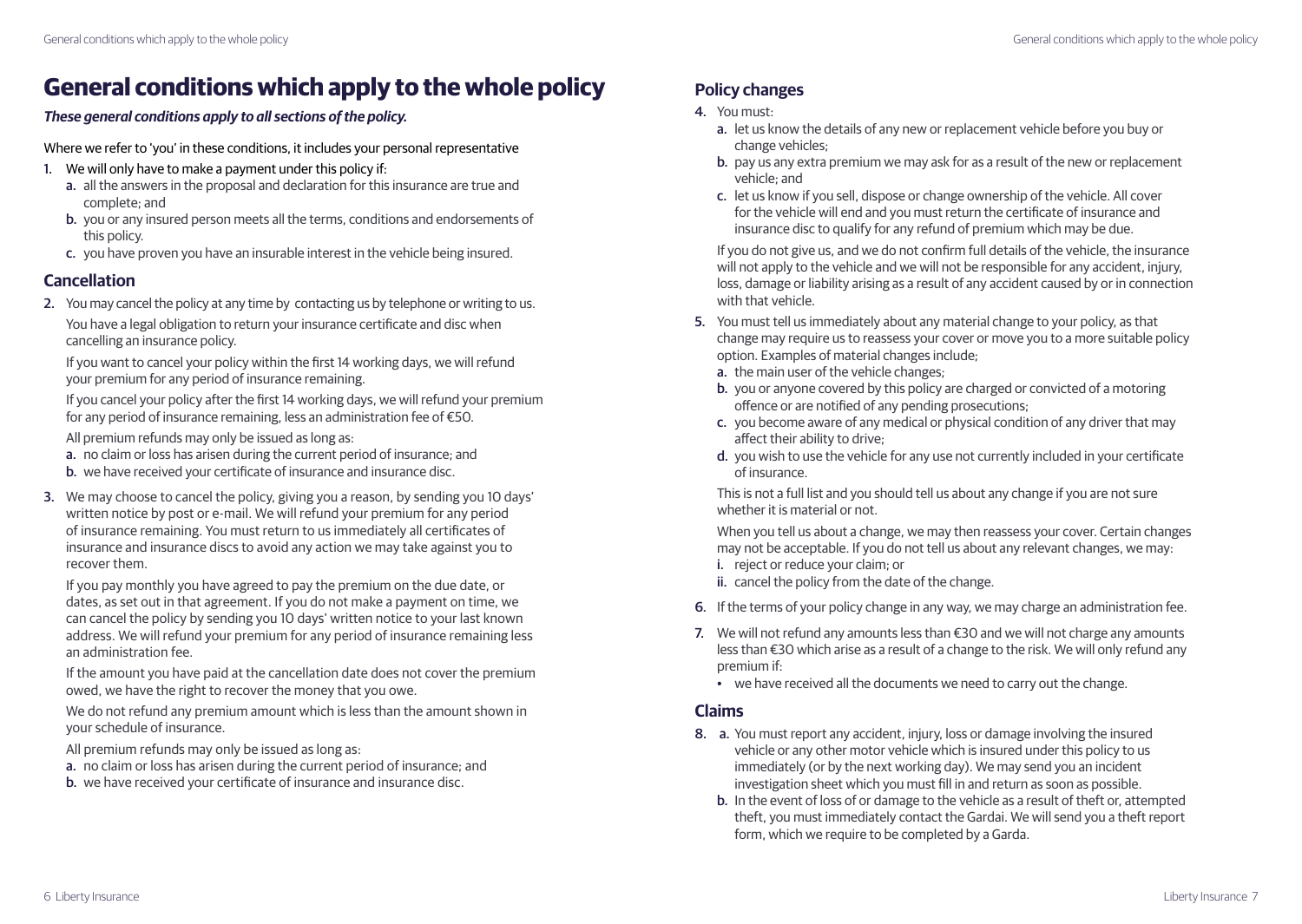# General conditions which apply to the whole policy

***These general conditions apply to all sections of the policy.***

Where we refer to 'you' in these conditions, it includes your personal representative

1. We will only have to make a payment under this policy if:
   a. all the answers in the proposal and declaration for this insurance are true and complete; and
   b. you or any insured person meets all the terms, conditions and endorsements of this policy.
   c. you have proven you have an insurable interest in the vehicle being insured.

## Cancellation

2. You may cancel the policy at any time by contacting us by telephone or writing to us.

   You have a legal obligation to return your insurance certificate and disc when cancelling an insurance policy.

   If you want to cancel your policy within the first 14 working days, we will refund your premium for any period of insurance remaining.

   If you cancel your policy after the first 14 working days, we will refund your premium for any period of insurance remaining, less an administration fee of €50.

   All premium refunds may only be issued as long as:
   a. no claim or loss has arisen during the current period of insurance; and
   b. we have received your certificate of insurance and insurance disc.

3. We may choose to cancel the policy, giving you a reason, by sending you 10 days' written notice by post or e-mail. We will refund your premium for any period of insurance remaining. You must return to us immediately all certificates of insurance and insurance discs to avoid any action we may take against you to recover them.

   If you pay monthly you have agreed to pay the premium on the due date, or dates, as set out in that agreement. If you do not make a payment on time, we can cancel the policy by sending you 10 days' written notice to your last known address. We will refund your premium for any period of insurance remaining less an administration fee.

   If the amount you have paid at the cancellation date does not cover the premium owed, we have the right to recover the money that you owe.

   We do not refund any premium amount which is less than the amount shown in your schedule of insurance.

   All premium refunds may only be issued as long as:
   a. no claim or loss has arisen during the current period of insurance; and
   b. we have received your certificate of insurance and insurance disc.

## Policy changes

4. You must:
   a. let us know the details of any new or replacement vehicle before you buy or change vehicles;
   b. pay us any extra premium we may ask for as a result of the new or replacement vehicle; and
   c. let us know if you sell, dispose or change ownership of the vehicle. All cover for the vehicle will end and you must return the certificate of insurance and insurance disc to qualify for any refund of premium which may be due.

   If you do not give us, and we do not confirm full details of the vehicle, the insurance will not apply to the vehicle and we will not be responsible for any accident, injury, loss, damage or liability arising as a result of any accident caused by or in connection with that vehicle.

5. You must tell us immediately about any material change to your policy, as that change may require us to reassess your cover or move you to a more suitable policy option. Examples of material changes include;
   a. the main user of the vehicle changes;
   b. you or anyone covered by this policy are charged or convicted of a motoring offence or are notified of any pending prosecutions;
   c. you become aware of any medical or physical condition of any driver that may affect their ability to drive;
   d. you wish to use the vehicle for any use not currently included in your certificate of insurance.

   This is not a full list and you should tell us about any change if you are not sure whether it is material or not.

   When you tell us about a change, we may then reassess your cover. Certain changes may not be acceptable. If you do not tell us about any relevant changes, we may:
   i. reject or reduce your claim; or
   ii. cancel the policy from the date of the change.

6. If the terms of your policy change in any way, we may charge an administration fee.

7. We will not refund any amounts less than €30 and we will not charge any amounts less than €30 which arise as a result of a change to the risk. We will only refund any premium if:
   - we have received all the documents we need to carry out the change.

## Claims

8. a. You must report any accident, injury, loss or damage involving the insured vehicle or any other motor vehicle which is insured under this policy to us immediately (or by the next working day). We may send you an incident investigation sheet which you must fill in and return as soon as possible.
   b. In the event of loss of or damage to the vehicle as a result of theft or, attempted theft, you must immediately contact the Gardai. We will send you a theft report form, which we require to be completed by a Garda.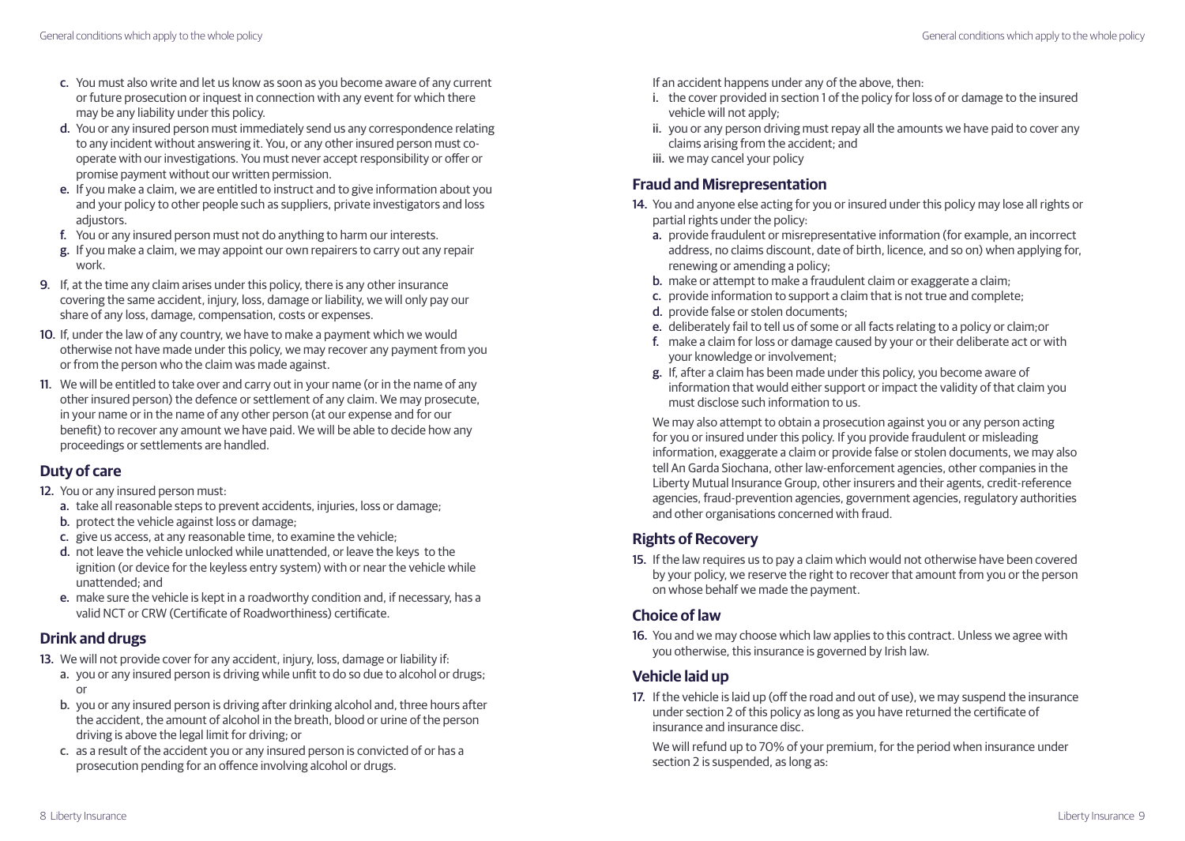c. You must also write and let us know as soon as you become aware of any current or future prosecution or inquest in connection with any event for which there may be any liability under this policy.

d. You or any insured person must immediately send us any correspondence relating to any incident without answering it. You, or any other insured person must co-operate with our investigations. You must never accept responsibility or offer or promise payment without our written permission.

e. If you make a claim, we are entitled to instruct and to give information about you and your policy to other people such as suppliers, private investigators and loss adjustors.

f. You or any insured person must not do anything to harm our interests.

g. If you make a claim, we may appoint our own repairers to carry out any repair work.

9. If, at the time any claim arises under this policy, there is any other insurance covering the same accident, injury, loss, damage or liability, we will only pay our share of any loss, damage, compensation, costs or expenses.

10. If, under the law of any country, we have to make a payment which we would otherwise not have made under this policy, we may recover any payment from you or from the person who the claim was made against.

11. We will be entitled to take over and carry out in your name (or in the name of any other insured person) the defence or settlement of any claim. We may prosecute, in your name or in the name of any other person (at our expense and for our benefit) to recover any amount we have paid. We will be able to decide how any proceedings or settlements are handled.

## Duty of care

12. You or any insured person must:

    a. take all reasonable steps to prevent accidents, injuries, loss or damage;

    b. protect the vehicle against loss or damage;

    c. give us access, at any reasonable time, to examine the vehicle;

    d. not leave the vehicle unlocked while unattended, or leave the keys to the ignition (or device for the keyless entry system) with or near the vehicle while unattended; and

    e. make sure the vehicle is kept in a roadworthy condition and, if necessary, has a valid NCT or CRW (Certificate of Roadworthiness) certificate.

## Drink and drugs

13. We will not provide cover for any accident, injury, loss, damage or liability if:

    a. you or any insured person is driving while unfit to do so due to alcohol or drugs; or

    b. you or any insured person is driving after drinking alcohol and, three hours after the accident, the amount of alcohol in the breath, blood or urine of the person driving is above the legal limit for driving; or

    c. as a result of the accident you or any insured person is convicted of or has a prosecution pending for an offence involving alcohol or drugs.

If an accident happens under any of the above, then:

i. the cover provided in section 1 of the policy for loss of or damage to the insured vehicle will not apply;

ii. you or any person driving must repay all the amounts we have paid to cover any claims arising from the accident; and

iii. we may cancel your policy

## Fraud and Misrepresentation

14. You and anyone else acting for you or insured under this policy may lose all rights or partial rights under the policy:

    a. provide fraudulent or misrepresentative information (for example, an incorrect address, no claims discount, date of birth, licence, and so on) when applying for, renewing or amending a policy;

    b. make or attempt to make a fraudulent claim or exaggerate a claim;

    c. provide information to support a claim that is not true and complete;

    d. provide false or stolen documents;

    e. deliberately fail to tell us of some or all facts relating to a policy or claim;or

    f. make a claim for loss or damage caused by your or their deliberate act or with your knowledge or involvement;

    g. If, after a claim has been made under this policy, you become aware of information that would either support or impact the validity of that claim you must disclose such information to us.

    We may also attempt to obtain a prosecution against you or any person acting for you or insured under this policy. If you provide fraudulent or misleading information, exaggerate a claim or provide false or stolen documents, we may also tell An Garda Siochana, other law-enforcement agencies, other companies in the Liberty Mutual Insurance Group, other insurers and their agents, credit-reference agencies, fraud-prevention agencies, government agencies, regulatory authorities and other organisations concerned with fraud.

## Rights of Recovery

15. If the law requires us to pay a claim which would not otherwise have been covered by your policy, we reserve the right to recover that amount from you or the person on whose behalf we made the payment.

## Choice of law

16. You and we may choose which law applies to this contract. Unless we agree with you otherwise, this insurance is governed by Irish law.

## Vehicle laid up

17. If the vehicle is laid up (off the road and out of use), we may suspend the insurance under section 2 of this policy as long as you have returned the certificate of insurance and insurance disc.

    We will refund up to 70% of your premium, for the period when insurance under section 2 is suspended, as long as: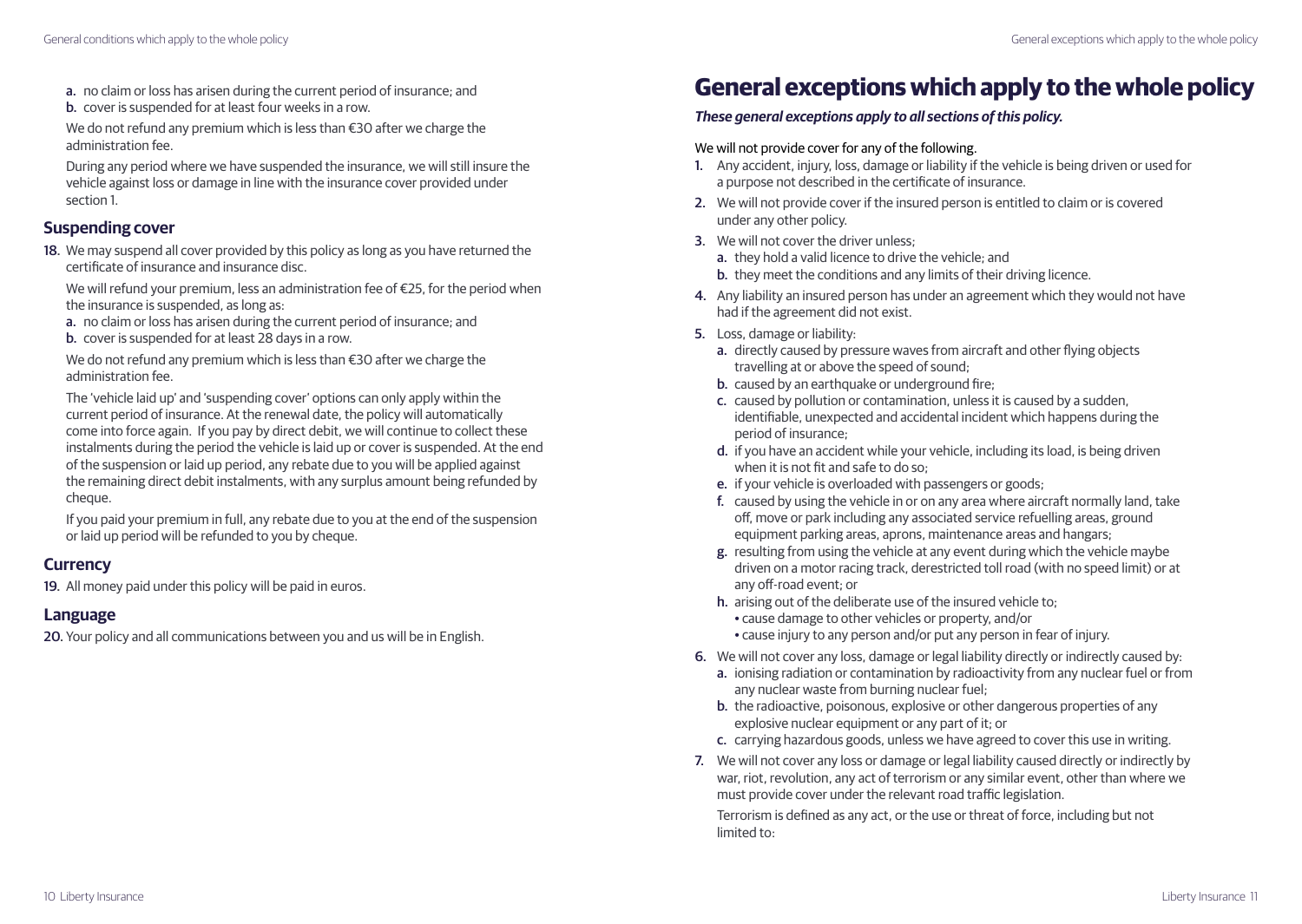a. no claim or loss has arisen during the current period of insurance; and
b. cover is suspended for at least four weeks in a row.

We do not refund any premium which is less than €30 after we charge the administration fee.

During any period where we have suspended the insurance, we will still insure the vehicle against loss or damage in line with the insurance cover provided under section 1.

## Suspending cover

18. We may suspend all cover provided by this policy as long as you have returned the certificate of insurance and insurance disc.

We will refund your premium, less an administration fee of €25, for the period when the insurance is suspended, as long as:

a. no claim or loss has arisen during the current period of insurance; and
b. cover is suspended for at least 28 days in a row.

We do not refund any premium which is less than €30 after we charge the administration fee.

The 'vehicle laid up' and 'suspending cover' options can only apply within the current period of insurance. At the renewal date, the policy will automatically come into force again. If you pay by direct debit, we will continue to collect these instalments during the period the vehicle is laid up or cover is suspended. At the end of the suspension or laid up period, any rebate due to you will be applied against the remaining direct debit instalments, with any surplus amount being refunded by cheque.

If you paid your premium in full, any rebate due to you at the end of the suspension or laid up period will be refunded to you by cheque.

## Currency

19. All money paid under this policy will be paid in euros.

## Language

20. Your policy and all communications between you and us will be in English.

# General exceptions which apply to the whole policy

***These general exceptions apply to all sections of this policy.***

We will not provide cover for any of the following.

1. Any accident, injury, loss, damage or liability if the vehicle is being driven or used for a purpose not described in the certificate of insurance.
2. We will not provide cover if the insured person is entitled to claim or is covered under any other policy.
3. We will not cover the driver unless;
   a. they hold a valid licence to drive the vehicle; and
   b. they meet the conditions and any limits of their driving licence.
4. Any liability an insured person has under an agreement which they would not have had if the agreement did not exist.
5. Loss, damage or liability:
   a. directly caused by pressure waves from aircraft and other flying objects travelling at or above the speed of sound;
   b. caused by an earthquake or underground fire;
   c. caused by pollution or contamination, unless it is caused by a sudden, identifiable, unexpected and accidental incident which happens during the period of insurance;
   d. if you have an accident while your vehicle, including its load, is being driven when it is not fit and safe to do so;
   e. if your vehicle is overloaded with passengers or goods;
   f. caused by using the vehicle in or on any area where aircraft normally land, take off, move or park including any associated service refuelling areas, ground equipment parking areas, aprons, maintenance areas and hangars;
   g. resulting from using the vehicle at any event during which the vehicle maybe driven on a motor racing track, derestricted toll road (with no speed limit) or at any off-road event; or
   h. arising out of the deliberate use of the insured vehicle to;
      - cause damage to other vehicles or property, and/or
      - cause injury to any person and/or put any person in fear of injury.
6. We will not cover any loss, damage or legal liability directly or indirectly caused by:
   a. ionising radiation or contamination by radioactivity from any nuclear fuel or from any nuclear waste from burning nuclear fuel;
   b. the radioactive, poisonous, explosive or other dangerous properties of any explosive nuclear equipment or any part of it; or
   c. carrying hazardous goods, unless we have agreed to cover this use in writing.
7. We will not cover any loss or damage or legal liability caused directly or indirectly by war, riot, revolution, any act of terrorism or any similar event, other than where we must provide cover under the relevant road traffic legislation.

   Terrorism is defined as any act, or the use or threat of force, including but not limited to: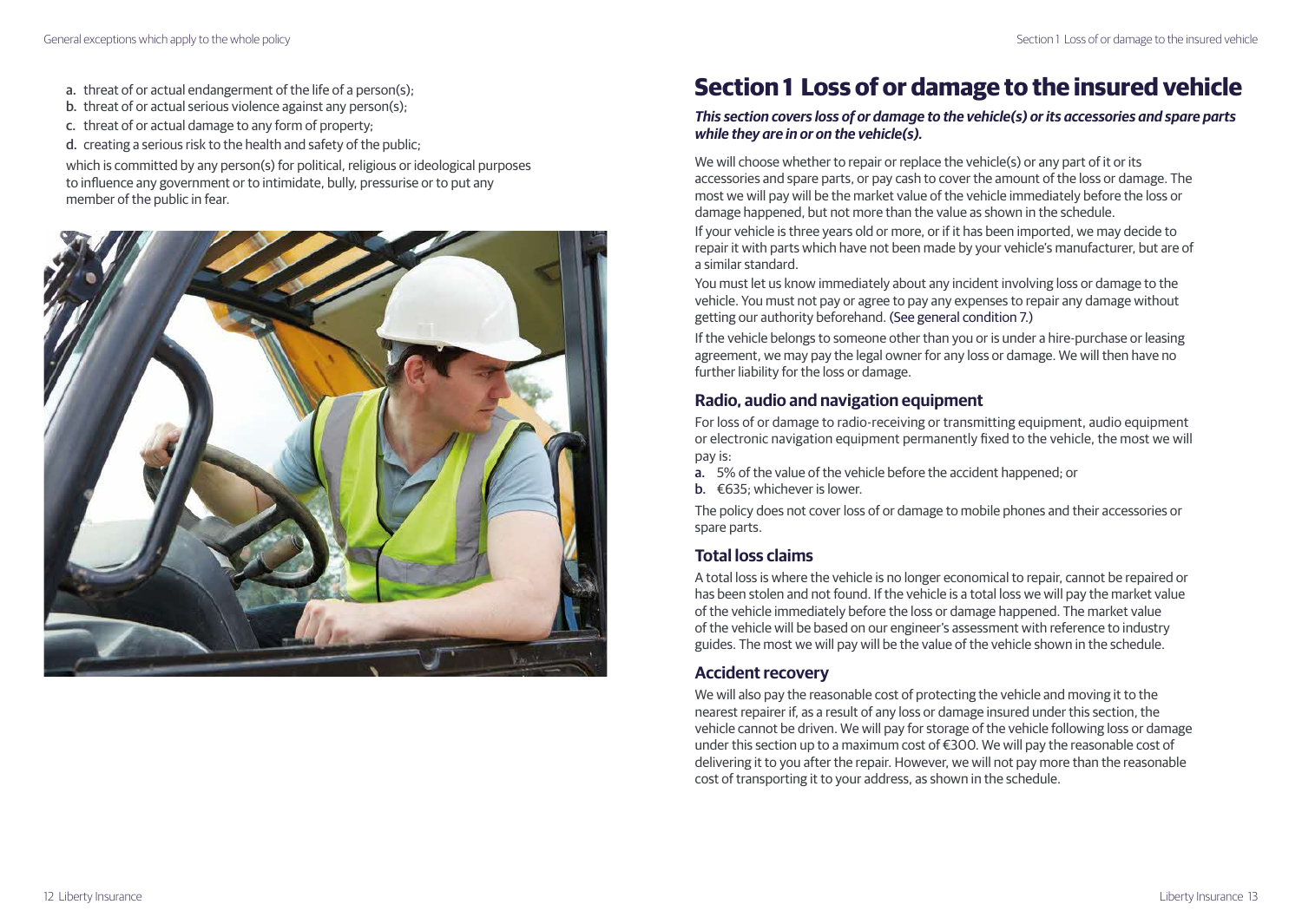a. threat of or actual endangerment of the life of a person(s);
b. threat of or actual serious violence against any person(s);
c. threat of or actual damage to any form of property;
d. creating a serious risk to the health and safety of the public;

which is committed by any person(s) for political, religious or ideological purposes to influence any government or to intimidate, bully, pressurise or to put any member of the public in fear.

# Section 1 Loss of or damage to the insured vehicle

***This section covers loss of or damage to the vehicle(s) or its accessories and spare parts while they are in or on the vehicle(s).***

We will choose whether to repair or replace the vehicle(s) or any part of it or its accessories and spare parts, or pay cash to cover the amount of the loss or damage. The most we will pay will be the market value of the vehicle immediately before the loss or damage happened, but not more than the value as shown in the schedule.

If your vehicle is three years old or more, or if it has been imported, we may decide to repair it with parts which have not been made by your vehicle's manufacturer, but are of a similar standard.

You must let us know immediately about any incident involving loss or damage to the vehicle. You must not pay or agree to pay any expenses to repair any damage without getting our authority beforehand. (See general condition 7.)

If the vehicle belongs to someone other than you or is under a hire-purchase or leasing agreement, we may pay the legal owner for any loss or damage. We will then have no further liability for the loss or damage.

## Radio, audio and navigation equipment

For loss of or damage to radio-receiving or transmitting equipment, audio equipment or electronic navigation equipment permanently fixed to the vehicle, the most we will pay is:

a. 5% of the value of the vehicle before the accident happened; or
b. €635; whichever is lower.

The policy does not cover loss of or damage to mobile phones and their accessories or spare parts.

## Total loss claims

A total loss is where the vehicle is no longer economical to repair, cannot be repaired or has been stolen and not found. If the vehicle is a total loss we will pay the market value of the vehicle immediately before the loss or damage happened. The market value of the vehicle will be based on our engineer's assessment with reference to industry guides. The most we will pay will be the value of the vehicle shown in the schedule.

## Accident recovery

We will also pay the reasonable cost of protecting the vehicle and moving it to the nearest repairer if, as a result of any loss or damage insured under this section, the vehicle cannot be driven. We will pay for storage of the vehicle following loss or damage under this section up to a maximum cost of €300. We will pay the reasonable cost of delivering it to you after the repair. However, we will not pay more than the reasonable cost of transporting it to your address, as shown in the schedule.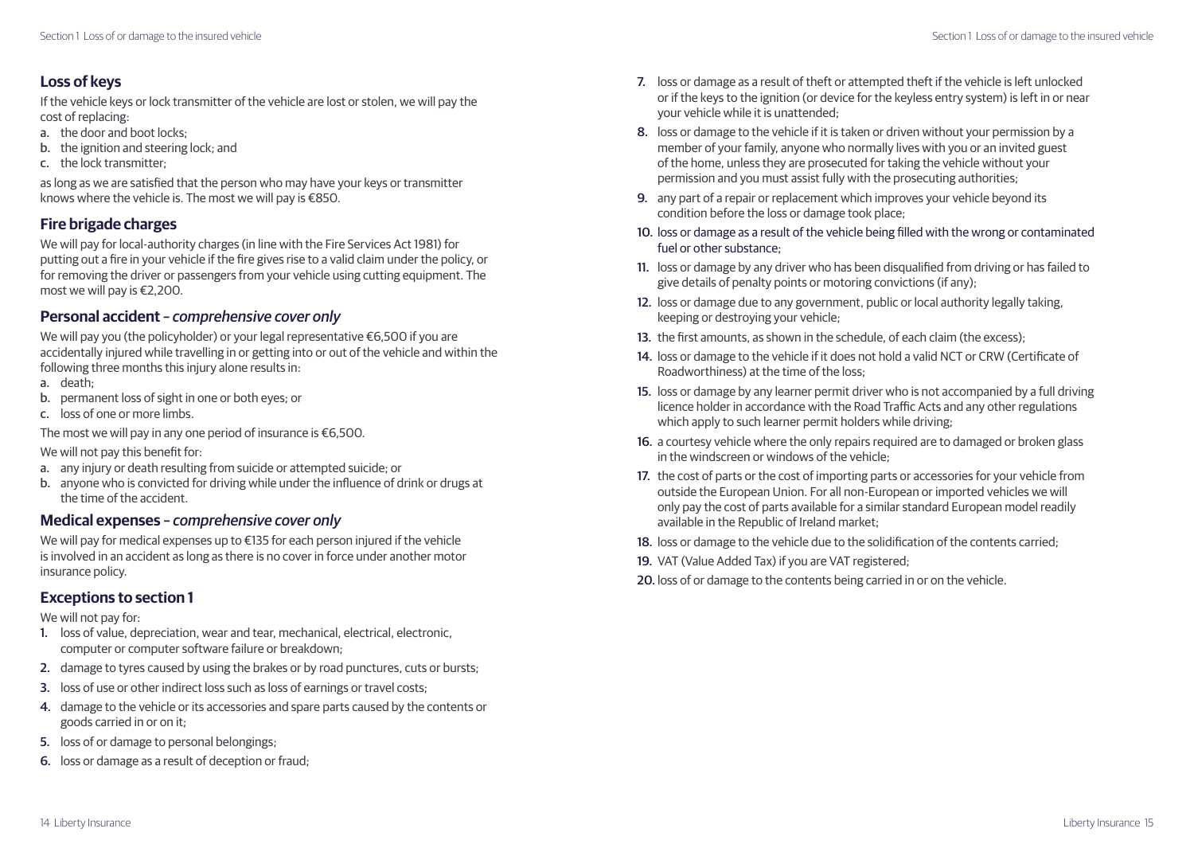## Loss of keys

If the vehicle keys or lock transmitter of the vehicle are lost or stolen, we will pay the cost of replacing:

a. the door and boot locks;
b. the ignition and steering lock; and
c. the lock transmitter;

as long as we are satisfied that the person who may have your keys or transmitter knows where the vehicle is. The most we will pay is €850.

## Fire brigade charges

We will pay for local-authority charges (in line with the Fire Services Act 1981) for putting out a fire in your vehicle if the fire gives rise to a valid claim under the policy, or for removing the driver or passengers from your vehicle using cutting equipment. The most we will pay is €2,200.

## Personal accident – *comprehensive cover only*

We will pay you (the policyholder) or your legal representative €6,500 if you are accidentally injured while travelling in or getting into or out of the vehicle and within the following three months this injury alone results in:

a. death;
b. permanent loss of sight in one or both eyes; or
c. loss of one or more limbs.

The most we will pay in any one period of insurance is €6,500.

We will not pay this benefit for:

a. any injury or death resulting from suicide or attempted suicide; or
b. anyone who is convicted for driving while under the influence of drink or drugs at the time of the accident.

## Medical expenses – *comprehensive cover only*

We will pay for medical expenses up to €135 for each person injured if the vehicle is involved in an accident as long as there is no cover in force under another motor insurance policy.

## Exceptions to section 1

We will not pay for:

1. loss of value, depreciation, wear and tear, mechanical, electrical, electronic, computer or computer software failure or breakdown;
2. damage to tyres caused by using the brakes or by road punctures, cuts or bursts;
3. loss of use or other indirect loss such as loss of earnings or travel costs;
4. damage to the vehicle or its accessories and spare parts caused by the contents or goods carried in or on it;
5. loss of or damage to personal belongings;
6. loss or damage as a result of deception or fraud;
7. loss or damage as a result of theft or attempted theft if the vehicle is left unlocked or if the keys to the ignition (or device for the keyless entry system) is left in or near your vehicle while it is unattended;
8. loss or damage to the vehicle if it is taken or driven without your permission by a member of your family, anyone who normally lives with you or an invited guest of the home, unless they are prosecuted for taking the vehicle without your permission and you must assist fully with the prosecuting authorities;
9. any part of a repair or replacement which improves your vehicle beyond its condition before the loss or damage took place;
10. loss or damage as a result of the vehicle being filled with the wrong or contaminated fuel or other substance;
11. loss or damage by any driver who has been disqualified from driving or has failed to give details of penalty points or motoring convictions (if any);
12. loss or damage due to any government, public or local authority legally taking, keeping or destroying your vehicle;
13. the first amounts, as shown in the schedule, of each claim (the excess);
14. loss or damage to the vehicle if it does not hold a valid NCT or CRW (Certificate of Roadworthiness) at the time of the loss;
15. loss or damage by any learner permit driver who is not accompanied by a full driving licence holder in accordance with the Road Traffic Acts and any other regulations which apply to such learner permit holders while driving;
16. a courtesy vehicle where the only repairs required are to damaged or broken glass in the windscreen or windows of the vehicle;
17. the cost of parts or the cost of importing parts or accessories for your vehicle from outside the European Union. For all non-European or imported vehicles we will only pay the cost of parts available for a similar standard European model readily available in the Republic of Ireland market;
18. loss or damage to the vehicle due to the solidification of the contents carried;
19. VAT (Value Added Tax) if you are VAT registered;
20. loss of or damage to the contents being carried in or on the vehicle.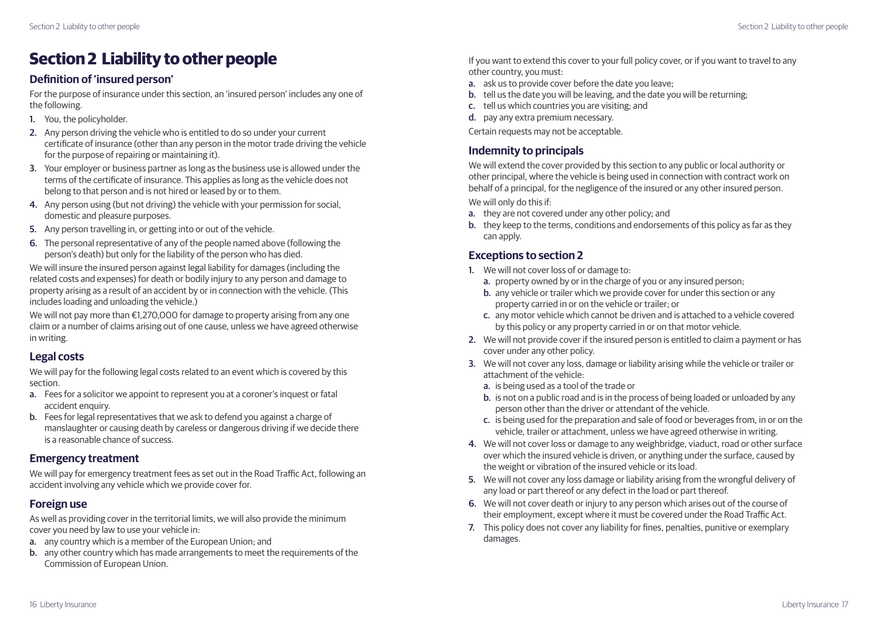# Section 2 Liability to other people

## Definition of 'insured person'

For the purpose of insurance under this section, an 'insured person' includes any one of the following.

1. You, the policyholder.
2. Any person driving the vehicle who is entitled to do so under your current certificate of insurance (other than any person in the motor trade driving the vehicle for the purpose of repairing or maintaining it).
3. Your employer or business partner as long as the business use is allowed under the terms of the certificate of insurance. This applies as long as the vehicle does not belong to that person and is not hired or leased by or to them.
4. Any person using (but not driving) the vehicle with your permission for social, domestic and pleasure purposes.
5. Any person travelling in, or getting into or out of the vehicle.
6. The personal representative of any of the people named above (following the person's death) but only for the liability of the person who has died.

We will insure the insured person against legal liability for damages (including the related costs and expenses) for death or bodily injury to any person and damage to property arising as a result of an accident by or in connection with the vehicle. (This includes loading and unloading the vehicle.)

We will not pay more than €1,270,000 for damage to property arising from any one claim or a number of claims arising out of one cause, unless we have agreed otherwise in writing.

## Legal costs

We will pay for the following legal costs related to an event which is covered by this section.

a. Fees for a solicitor we appoint to represent you at a coroner's inquest or fatal accident enquiry.
b. Fees for legal representatives that we ask to defend you against a charge of manslaughter or causing death by careless or dangerous driving if we decide there is a reasonable chance of success.

## Emergency treatment

We will pay for emergency treatment fees as set out in the Road Traffic Act, following an accident involving any vehicle which we provide cover for.

## Foreign use

As well as providing cover in the territorial limits, we will also provide the minimum cover you need by law to use your vehicle in:

a. any country which is a member of the European Union; and
b. any other country which has made arrangements to meet the requirements of the Commission of European Union.

If you want to extend this cover to your full policy cover, or if you want to travel to any other country, you must:

a. ask us to provide cover before the date you leave;
b. tell us the date you will be leaving, and the date you will be returning;
c. tell us which countries you are visiting; and
d. pay any extra premium necessary.

Certain requests may not be acceptable.

## Indemnity to principals

We will extend the cover provided by this section to any public or local authority or other principal, where the vehicle is being used in connection with contract work on behalf of a principal, for the negligence of the insured or any other insured person.

We will only do this if:

a. they are not covered under any other policy; and
b. they keep to the terms, conditions and endorsements of this policy as far as they can apply.

## Exceptions to section 2

1. We will not cover loss of or damage to:
   a. property owned by or in the charge of you or any insured person;
   b. any vehicle or trailer which we provide cover for under this section or any property carried in or on the vehicle or trailer; or
   c. any motor vehicle which cannot be driven and is attached to a vehicle covered by this policy or any property carried in or on that motor vehicle.
2. We will not provide cover if the insured person is entitled to claim a payment or has cover under any other policy.
3. We will not cover any loss, damage or liability arising while the vehicle or trailer or attachment of the vehicle:
   a. is being used as a tool of the trade or
   b. is not on a public road and is in the process of being loaded or unloaded by any person other than the driver or attendant of the vehicle.
   c. is being used for the preparation and sale of food or beverages from, in or on the vehicle, trailer or attachment, unless we have agreed otherwise in writing.
4. We will not cover loss or damage to any weighbridge, viaduct, road or other surface over which the insured vehicle is driven, or anything under the surface, caused by the weight or vibration of the insured vehicle or its load.
5. We will not cover any loss damage or liability arising from the wrongful delivery of any load or part thereof or any defect in the load or part thereof.
6. We will not cover death or injury to any person which arises out of the course of their employment, except where it must be covered under the Road Traffic Act.
7. This policy does not cover any liability for fines, penalties, punitive or exemplary damages.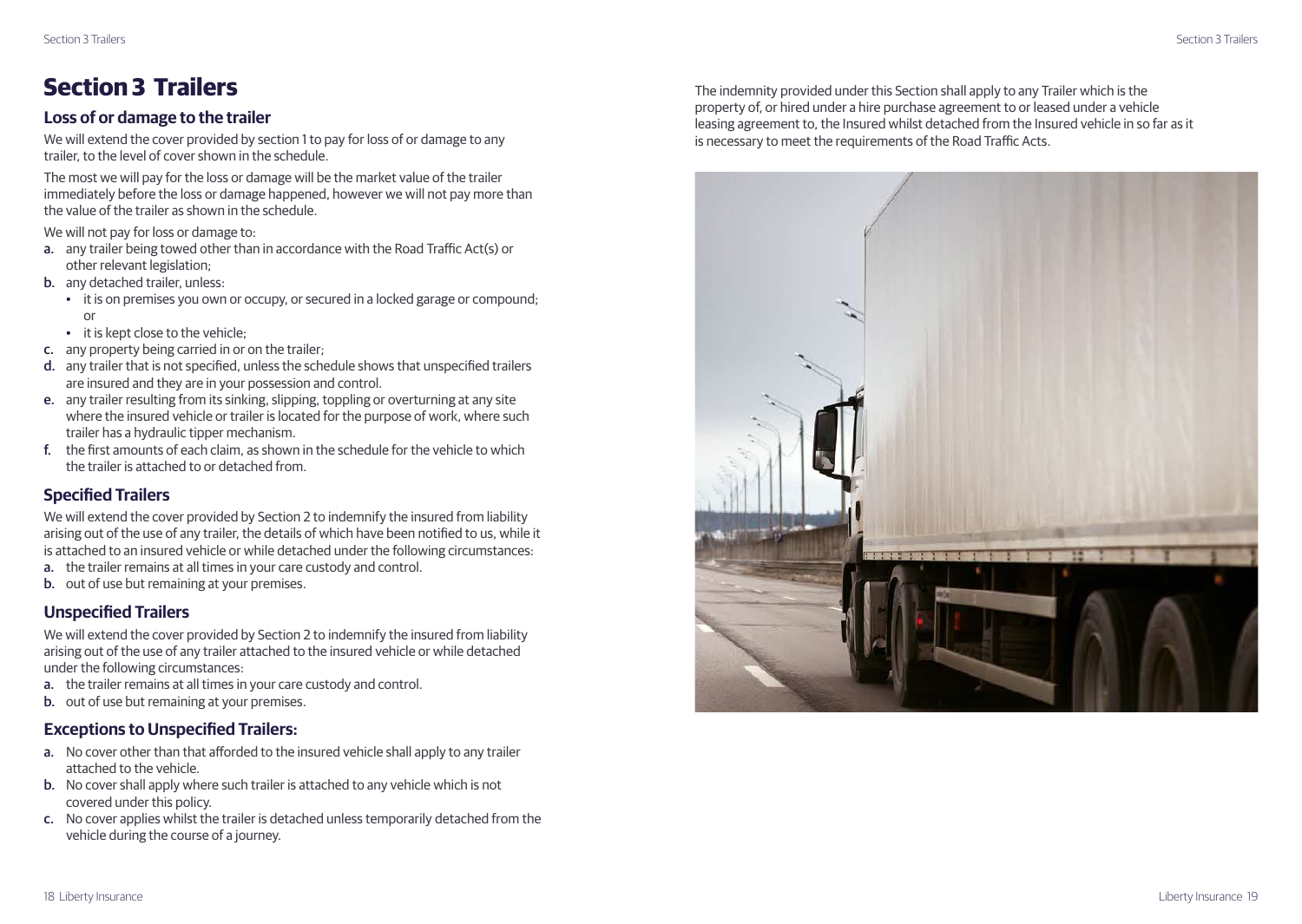# Section 3 Trailers

## Loss of or damage to the trailer

We will extend the cover provided by section 1 to pay for loss of or damage to any trailer, to the level of cover shown in the schedule.

The most we will pay for the loss or damage will be the market value of the trailer immediately before the loss or damage happened, however we will not pay more than the value of the trailer as shown in the schedule.

We will not pay for loss or damage to:

a. any trailer being towed other than in accordance with the Road Traffic Act(s) or other relevant legislation;
b. any detached trailer, unless:
   - it is on premises you own or occupy, or secured in a locked garage or compound; or
   - it is kept close to the vehicle;
c. any property being carried in or on the trailer;
d. any trailer that is not specified, unless the schedule shows that unspecified trailers are insured and they are in your possession and control.
e. any trailer resulting from its sinking, slipping, toppling or overturning at any site where the insured vehicle or trailer is located for the purpose of work, where such trailer has a hydraulic tipper mechanism.
f. the first amounts of each claim, as shown in the schedule for the vehicle to which the trailer is attached to or detached from.

## Specified Trailers

We will extend the cover provided by Section 2 to indemnify the insured from liability arising out of the use of any trailer, the details of which have been notified to us, while it is attached to an insured vehicle or while detached under the following circumstances:

a. the trailer remains at all times in your care custody and control.
b. out of use but remaining at your premises.

## Unspecified Trailers

We will extend the cover provided by Section 2 to indemnify the insured from liability arising out of the use of any trailer attached to the insured vehicle or while detached under the following circumstances:

a. the trailer remains at all times in your care custody and control.
b. out of use but remaining at your premises.

## Exceptions to Unspecified Trailers:

a. No cover other than that afforded to the insured vehicle shall apply to any trailer attached to the vehicle.
b. No cover shall apply where such trailer is attached to any vehicle which is not covered under this policy.
c. No cover applies whilst the trailer is detached unless temporarily detached from the vehicle during the course of a journey.

The indemnity provided under this Section shall apply to any Trailer which is the property of, or hired under a hire purchase agreement to or leased under a vehicle leasing agreement to, the Insured whilst detached from the Insured vehicle in so far as it is necessary to meet the requirements of the Road Traffic Acts.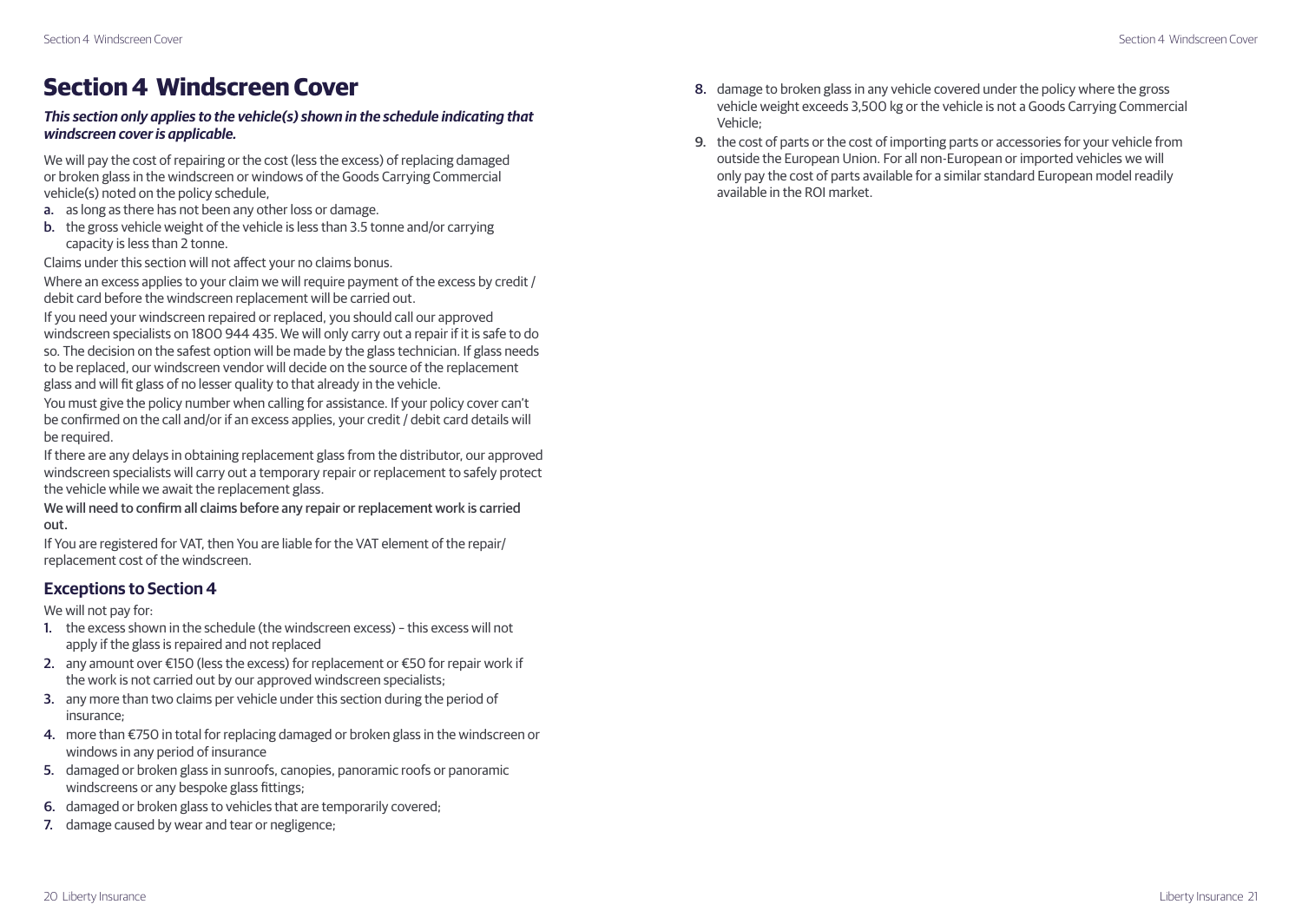# Section 4 Windscreen Cover

***This section only applies to the vehicle(s) shown in the schedule indicating that windscreen cover is applicable.***

We will pay the cost of repairing or the cost (less the excess) of replacing damaged or broken glass in the windscreen or windows of the Goods Carrying Commercial vehicle(s) noted on the policy schedule,

a. as long as there has not been any other loss or damage.
b. the gross vehicle weight of the vehicle is less than 3.5 tonne and/or carrying capacity is less than 2 tonne.

Claims under this section will not affect your no claims bonus.

Where an excess applies to your claim we will require payment of the excess by credit / debit card before the windscreen replacement will be carried out.

If you need your windscreen repaired or replaced, you should call our approved windscreen specialists on 1800 944 435. We will only carry out a repair if it is safe to do so. The decision on the safest option will be made by the glass technician. If glass needs to be replaced, our windscreen vendor will decide on the source of the replacement glass and will fit glass of no lesser quality to that already in the vehicle.

You must give the policy number when calling for assistance. If your policy cover can't be confirmed on the call and/or if an excess applies, your credit / debit card details will be required.

If there are any delays in obtaining replacement glass from the distributor, our approved windscreen specialists will carry out a temporary repair or replacement to safely protect the vehicle while we await the replacement glass.

We will need to confirm all claims before any repair or replacement work is carried out.

If You are registered for VAT, then You are liable for the VAT element of the repair/ replacement cost of the windscreen.

## Exceptions to Section 4

We will not pay for:

1. the excess shown in the schedule (the windscreen excess) – this excess will not apply if the glass is repaired and not replaced
2. any amount over €150 (less the excess) for replacement or €50 for repair work if the work is not carried out by our approved windscreen specialists;
3. any more than two claims per vehicle under this section during the period of insurance;
4. more than €750 in total for replacing damaged or broken glass in the windscreen or windows in any period of insurance
5. damaged or broken glass in sunroofs, canopies, panoramic roofs or panoramic windscreens or any bespoke glass fittings;
6. damaged or broken glass to vehicles that are temporarily covered;
7. damage caused by wear and tear or negligence;
8. damage to broken glass in any vehicle covered under the policy where the gross vehicle weight exceeds 3,500 kg or the vehicle is not a Goods Carrying Commercial Vehicle;
9. the cost of parts or the cost of importing parts or accessories for your vehicle from outside the European Union. For all non-European or imported vehicles we will only pay the cost of parts available for a similar standard European model readily available in the ROI market.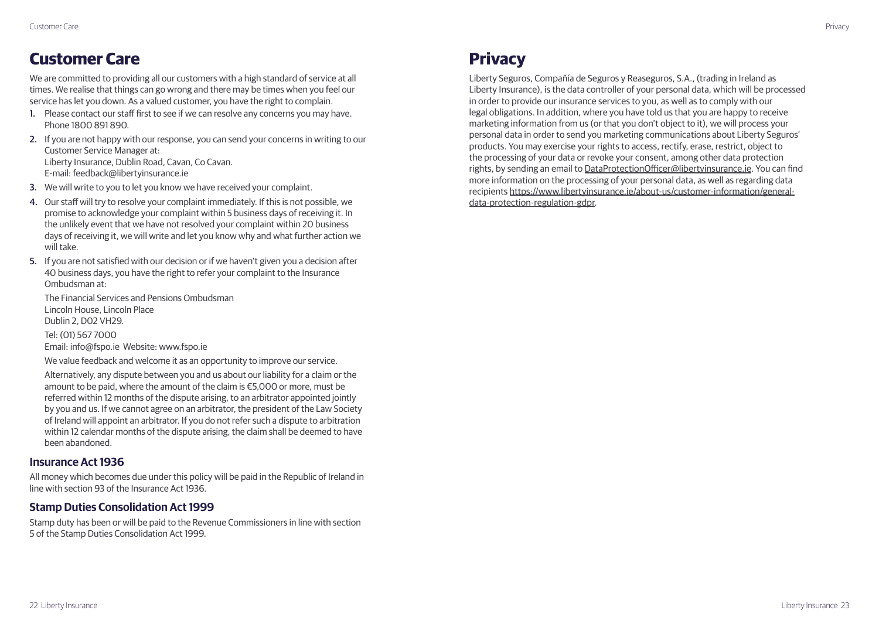# Customer Care

We are committed to providing all our customers with a high standard of service at all times. We realise that things can go wrong and there may be times when you feel our service has let you down. As a valued customer, you have the right to complain.

1. Please contact our staff first to see if we can resolve any concerns you may have. Phone 1800 891 890.
2. If you are not happy with our response, you can send your concerns in writing to our Customer Service Manager at:
   Liberty Insurance, Dublin Road, Cavan, Co Cavan.
   E-mail: feedback@libertyinsurance.ie
3. We will write to you to let you know we have received your complaint.
4. Our staff will try to resolve your complaint immediately. If this is not possible, we promise to acknowledge your complaint within 5 business days of receiving it. In the unlikely event that we have not resolved your complaint within 20 business days of receiving it, we will write and let you know why and what further action we will take.
5. If you are not satisfied with our decision or if we haven't given you a decision after 40 business days, you have the right to refer your complaint to the Insurance Ombudsman at:

   The Financial Services and Pensions Ombudsman
   Lincoln House, Lincoln Place
   Dublin 2, D02 VH29.

   Tel: (01) 567 7000
   Email: info@fspo.ie Website: www.fspo.ie

   We value feedback and welcome it as an opportunity to improve our service.

   Alternatively, any dispute between you and us about our liability for a claim or the amount to be paid, where the amount of the claim is €5,000 or more, must be referred within 12 months of the dispute arising, to an arbitrator appointed jointly by you and us. If we cannot agree on an arbitrator, the president of the Law Society of Ireland will appoint an arbitrator. If you do not refer such a dispute to arbitration within 12 calendar months of the dispute arising, the claim shall be deemed to have been abandoned.

### Insurance Act 1936

All money which becomes due under this policy will be paid in the Republic of Ireland in line with section 93 of the Insurance Act 1936.

### Stamp Duties Consolidation Act 1999

Stamp duty has been or will be paid to the Revenue Commissioners in line with section 5 of the Stamp Duties Consolidation Act 1999.

# Privacy

Liberty Seguros, Compañía de Seguros y Reaseguros, S.A., (trading in Ireland as Liberty Insurance), is the data controller of your personal data, which will be processed in order to provide our insurance services to you, as well as to comply with our legal obligations. In addition, where you have told us that you are happy to receive marketing information from us (or that you don't object to it), we will process your personal data in order to send you marketing communications about Liberty Seguros' products. You may exercise your rights to access, rectify, erase, restrict, object to the processing of your data or revoke your consent, among other data protection rights, by sending an email to DataProtectionOfficer@libertyinsurance.ie. You can find more information on the processing of your personal data, as well as regarding data recipients https://www.libertyinsurance.ie/about-us/customer-information/general-data-protection-regulation-gdpr.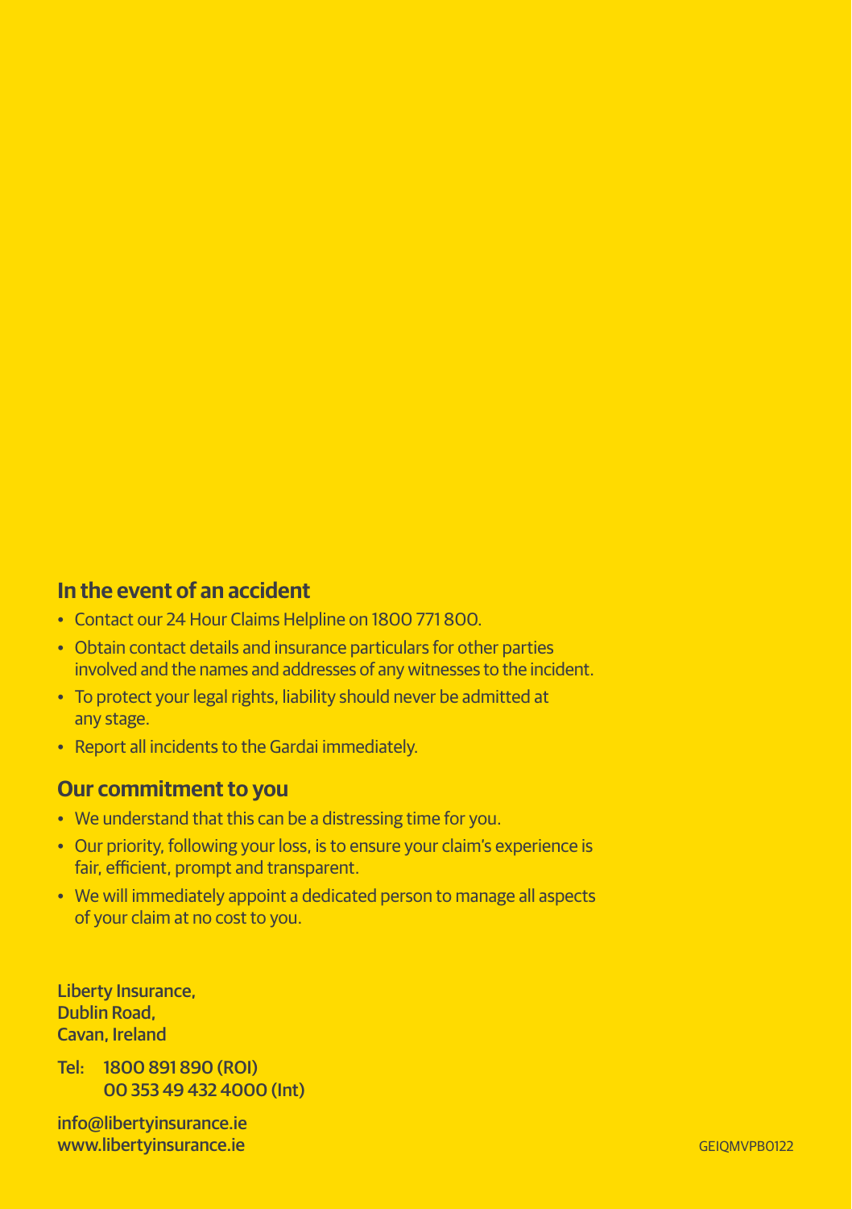## In the event of an accident

- Contact our 24 Hour Claims Helpline on 1800 771 800.
- Obtain contact details and insurance particulars for other parties involved and the names and addresses of any witnesses to the incident.
- To protect your legal rights, liability should never be admitted at any stage.
- Report all incidents to the Gardai immediately.

## Our commitment to you

- We understand that this can be a distressing time for you.
- Our priority, following your loss, is to ensure your claim's experience is fair, efficient, prompt and transparent.
- We will immediately appoint a dedicated person to manage all aspects of your claim at no cost to you.

Liberty Insurance,
Dublin Road,
Cavan, Ireland

Tel: 1800 891 890 (ROI)
00 353 49 432 4000 (Int)

info@libertyinsurance.ie
www.libertyinsurance.ie

GEIQMVPB0122